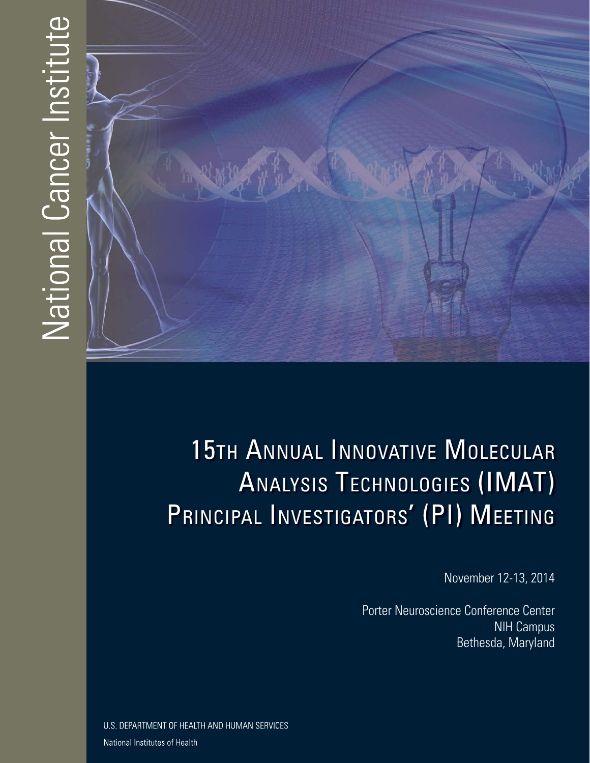National Cancer Institute

# 15th Annual Innovative Molecular Analysis Technologies (IMAT) Principal Investigators' (PI) Meeting

November 12-13, 2014

Porter Neuroscience Conference Center
NIH Campus
Bethesda, Maryland

U.S. DEPARTMENT OF HEALTH AND HUMAN SERVICES

National Institutes of Health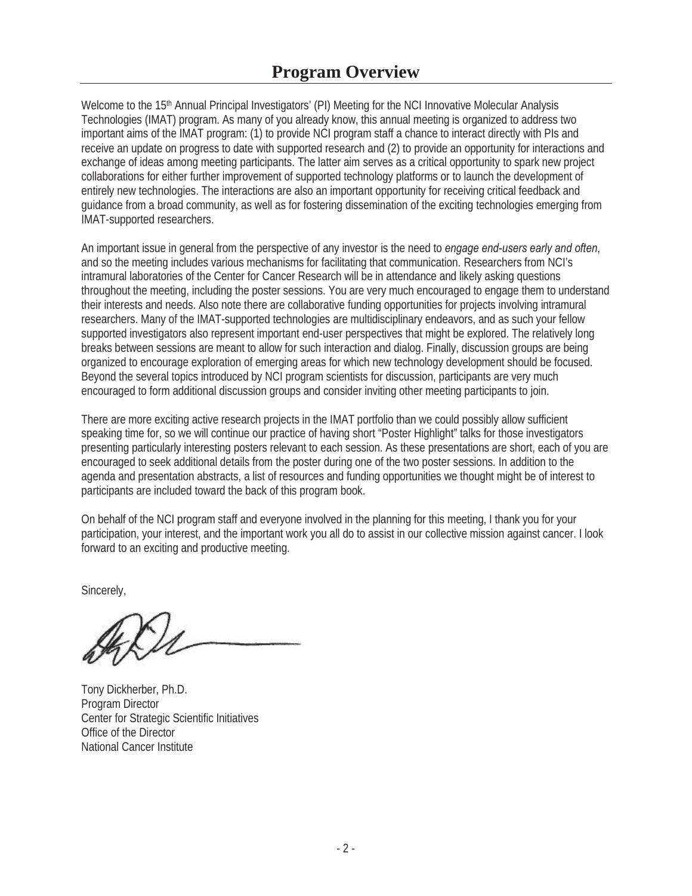# Program Overview

Welcome to the 15th Annual Principal Investigators' (PI) Meeting for the NCI Innovative Molecular Analysis Technologies (IMAT) program. As many of you already know, this annual meeting is organized to address two important aims of the IMAT program: (1) to provide NCI program staff a chance to interact directly with PIs and receive an update on progress to date with supported research and (2) to provide an opportunity for interactions and exchange of ideas among meeting participants. The latter aim serves as a critical opportunity to spark new project collaborations for either further improvement of supported technology platforms or to launch the development of entirely new technologies. The interactions are also an important opportunity for receiving critical feedback and guidance from a broad community, as well as for fostering dissemination of the exciting technologies emerging from IMAT-supported researchers.

An important issue in general from the perspective of any investor is the need to *engage end-users early and often*, and so the meeting includes various mechanisms for facilitating that communication. Researchers from NCI's intramural laboratories of the Center for Cancer Research will be in attendance and likely asking questions throughout the meeting, including the poster sessions. You are very much encouraged to engage them to understand their interests and needs. Also note there are collaborative funding opportunities for projects involving intramural researchers. Many of the IMAT-supported technologies are multidisciplinary endeavors, and as such your fellow supported investigators also represent important end-user perspectives that might be explored. The relatively long breaks between sessions are meant to allow for such interaction and dialog. Finally, discussion groups are being organized to encourage exploration of emerging areas for which new technology development should be focused. Beyond the several topics introduced by NCI program scientists for discussion, participants are very much encouraged to form additional discussion groups and consider inviting other meeting participants to join.

There are more exciting active research projects in the IMAT portfolio than we could possibly allow sufficient speaking time for, so we will continue our practice of having short "Poster Highlight" talks for those investigators presenting particularly interesting posters relevant to each session. As these presentations are short, each of you are encouraged to seek additional details from the poster during one of the two poster sessions. In addition to the agenda and presentation abstracts, a list of resources and funding opportunities we thought might be of interest to participants are included toward the back of this program book.

On behalf of the NCI program staff and everyone involved in the planning for this meeting, I thank you for your participation, your interest, and the important work you all do to assist in our collective mission against cancer. I look forward to an exciting and productive meeting.

Sincerely,

Tony Dickherber, Ph.D.
Program Director
Center for Strategic Scientific Initiatives
Office of the Director
National Cancer Institute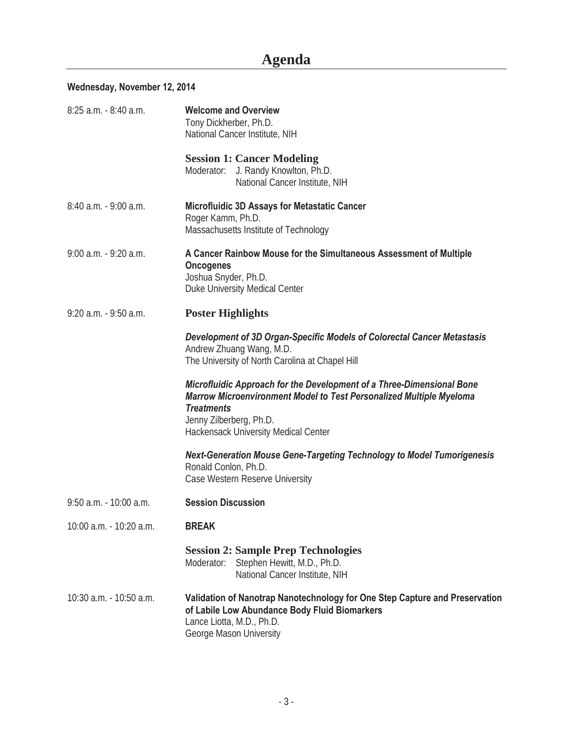# Agenda

**Wednesday, November 12, 2014**

8:25 a.m. - 8:40 a.m. **Welcome and Overview**
Tony Dickherber, Ph.D.
National Cancer Institute, NIH

## Session 1: Cancer Modeling

Moderator: J. Randy Knowlton, Ph.D.
National Cancer Institute, NIH

8:40 a.m. - 9:00 a.m. **Microfluidic 3D Assays for Metastatic Cancer**
Roger Kamm, Ph.D.
Massachusetts Institute of Technology

9:00 a.m. - 9:20 a.m. **A Cancer Rainbow Mouse for the Simultaneous Assessment of Multiple Oncogenes**
Joshua Snyder, Ph.D.
Duke University Medical Center

9:20 a.m. - 9:50 a.m. **Poster Highlights**

***Development of 3D Organ-Specific Models of Colorectal Cancer Metastasis***
Andrew Zhuang Wang, M.D.
The University of North Carolina at Chapel Hill

***Microfluidic Approach for the Development of a Three-Dimensional Bone Marrow Microenvironment Model to Test Personalized Multiple Myeloma Treatments***
Jenny Zilberberg, Ph.D.
Hackensack University Medical Center

***Next-Generation Mouse Gene-Targeting Technology to Model Tumorigenesis***
Ronald Conlon, Ph.D.
Case Western Reserve University

9:50 a.m. - 10:00 a.m. **Session Discussion**

10:00 a.m. - 10:20 a.m. **BREAK**

## Session 2: Sample Prep Technologies

Moderator: Stephen Hewitt, M.D., Ph.D.
National Cancer Institute, NIH

10:30 a.m. - 10:50 a.m. **Validation of Nanotrap Nanotechnology for One Step Capture and Preservation of Labile Low Abundance Body Fluid Biomarkers**
Lance Liotta, M.D., Ph.D.
George Mason University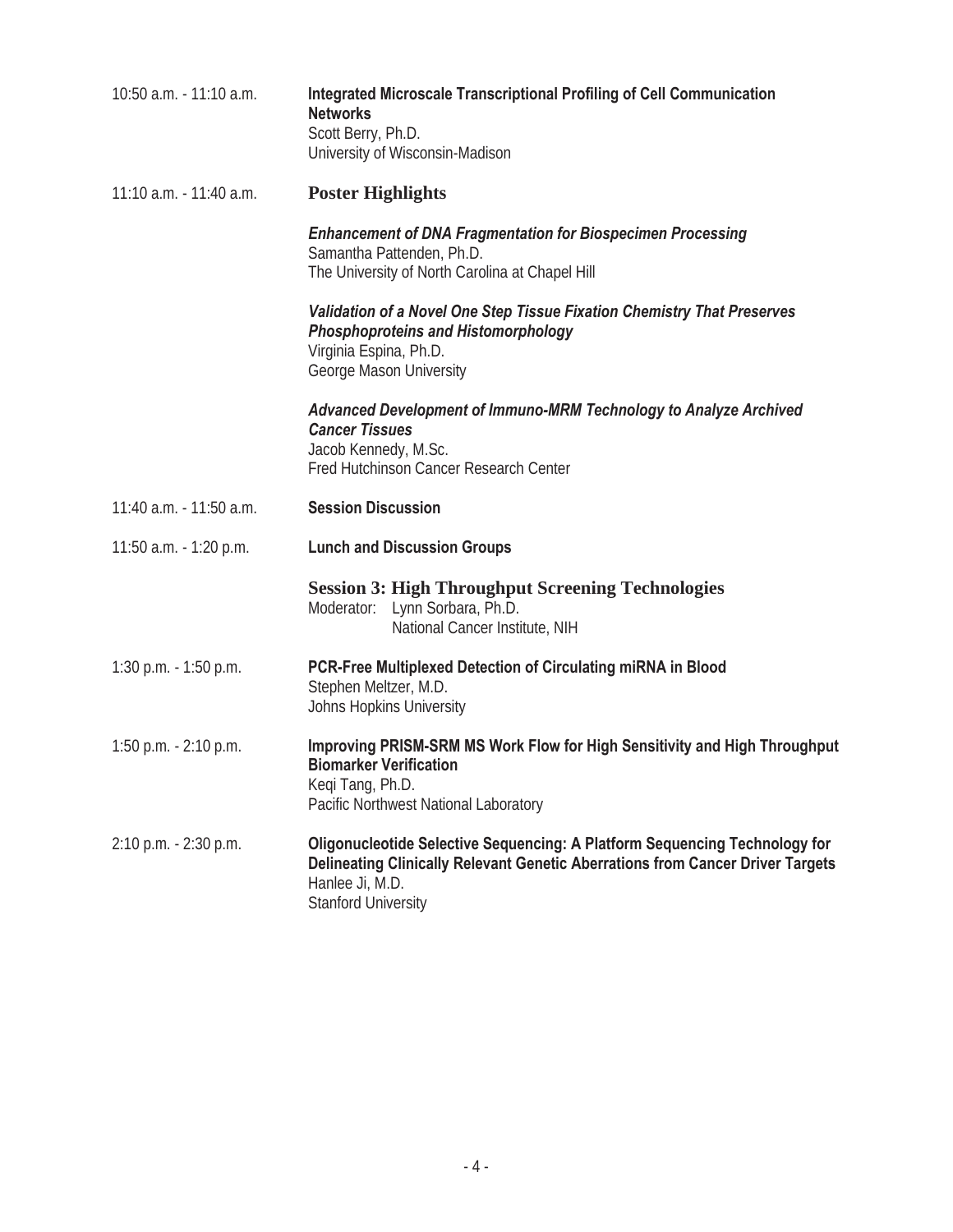10:50 a.m. - 11:10 a.m. **Integrated Microscale Transcriptional Profiling of Cell Communication Networks**
Scott Berry, Ph.D.
University of Wisconsin-Madison

11:10 a.m. - 11:40 a.m. **Poster Highlights**

***Enhancement of DNA Fragmentation for Biospecimen Processing***
Samantha Pattenden, Ph.D.
The University of North Carolina at Chapel Hill

***Validation of a Novel One Step Tissue Fixation Chemistry That Preserves Phosphoproteins and Histomorphology***
Virginia Espina, Ph.D.
George Mason University

***Advanced Development of Immuno-MRM Technology to Analyze Archived Cancer Tissues***
Jacob Kennedy, M.Sc.
Fred Hutchinson Cancer Research Center

11:40 a.m. - 11:50 a.m. **Session Discussion**

11:50 a.m. - 1:20 p.m. **Lunch and Discussion Groups**

## Session 3: High Throughput Screening Technologies

Moderator: Lynn Sorbara, Ph.D.
National Cancer Institute, NIH

1:30 p.m. - 1:50 p.m. **PCR-Free Multiplexed Detection of Circulating miRNA in Blood**
Stephen Meltzer, M.D.
Johns Hopkins University

1:50 p.m. - 2:10 p.m. **Improving PRISM-SRM MS Work Flow for High Sensitivity and High Throughput Biomarker Verification**
Keqi Tang, Ph.D.
Pacific Northwest National Laboratory

2:10 p.m. - 2:30 p.m. **Oligonucleotide Selective Sequencing: A Platform Sequencing Technology for Delineating Clinically Relevant Genetic Aberrations from Cancer Driver Targets**
Hanlee Ji, M.D.
Stanford University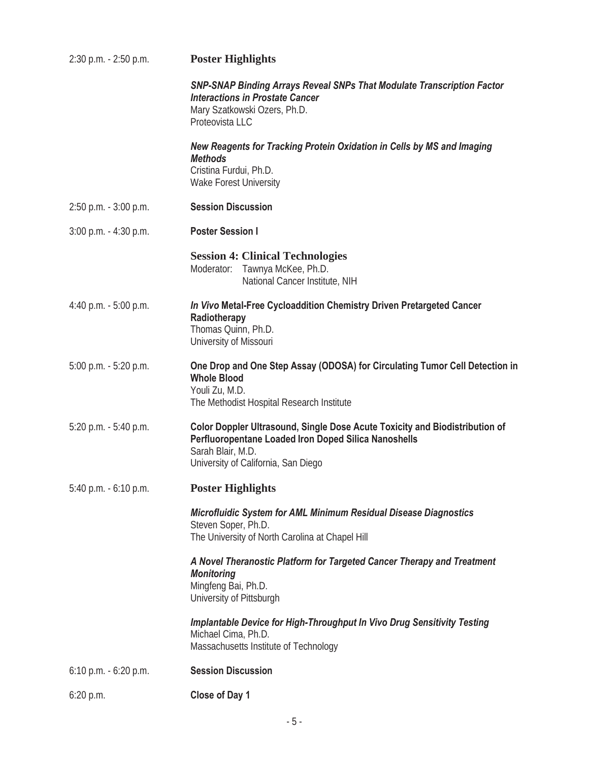2:30 p.m. - 2:50 p.m. **Poster Highlights**

***SNP-SNAP Binding Arrays Reveal SNPs That Modulate Transcription Factor Interactions in Prostate Cancer***
Mary Szatkowski Ozers, Ph.D.
Proteovista LLC

***New Reagents for Tracking Protein Oxidation in Cells by MS and Imaging Methods***
Cristina Furdui, Ph.D.
Wake Forest University

2:50 p.m. - 3:00 p.m. **Session Discussion**

3:00 p.m. - 4:30 p.m. **Poster Session I**

## Session 4: Clinical Technologies

Moderator: Tawnya McKee, Ph.D.
National Cancer Institute, NIH

4:40 p.m. - 5:00 p.m. ***In Vivo* Metal-Free Cycloaddition Chemistry Driven Pretargeted Cancer Radiotherapy**
Thomas Quinn, Ph.D.
University of Missouri

5:00 p.m. - 5:20 p.m. **One Drop and One Step Assay (ODOSA) for Circulating Tumor Cell Detection in Whole Blood**
Youli Zu, M.D.
The Methodist Hospital Research Institute

5:20 p.m. - 5:40 p.m. **Color Doppler Ultrasound, Single Dose Acute Toxicity and Biodistribution of Perfluoropentane Loaded Iron Doped Silica Nanoshells**
Sarah Blair, M.D.
University of California, San Diego

5:40 p.m. - 6:10 p.m. **Poster Highlights**

***Microfluidic System for AML Minimum Residual Disease Diagnostics***
Steven Soper, Ph.D.
The University of North Carolina at Chapel Hill

***A Novel Theranostic Platform for Targeted Cancer Therapy and Treatment Monitoring***
Mingfeng Bai, Ph.D.
University of Pittsburgh

***Implantable Device for High-Throughput In Vivo Drug Sensitivity Testing***
Michael Cima, Ph.D.
Massachusetts Institute of Technology

6:10 p.m. - 6:20 p.m. **Session Discussion**

6:20 p.m. **Close of Day 1**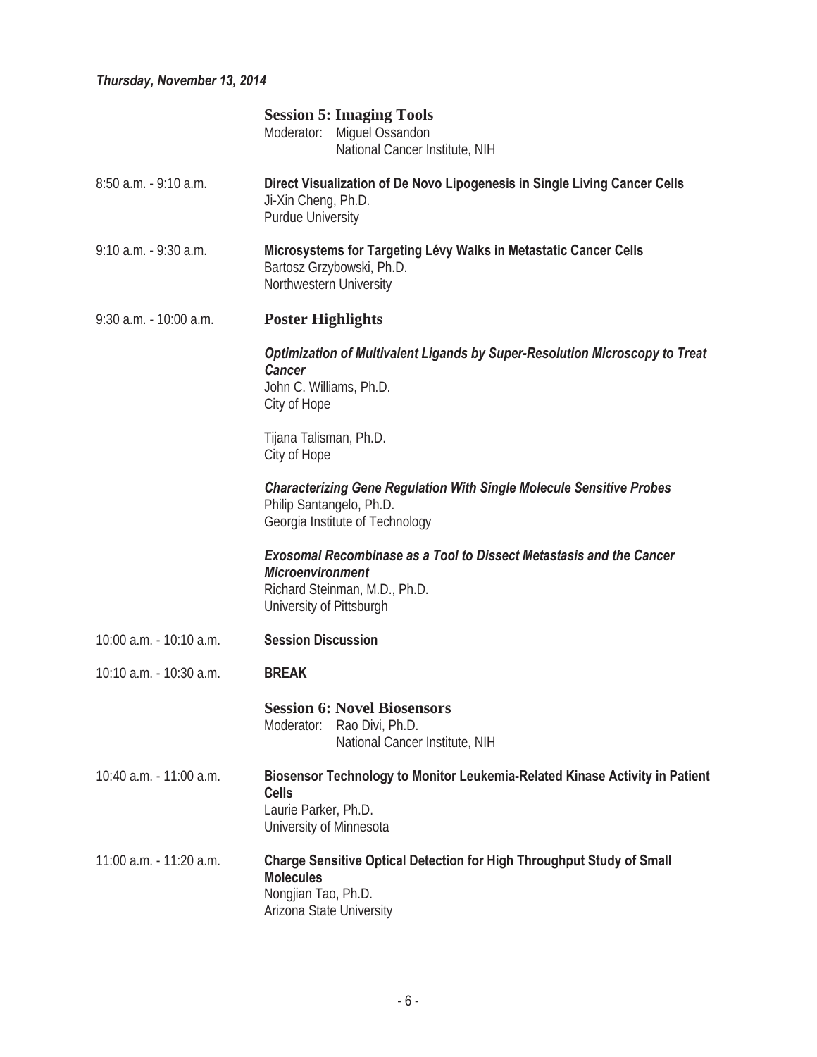*Thursday, November 13, 2014*

## Session 5: Imaging Tools

Moderator: Miguel Ossandon
National Cancer Institute, NIH

8:50 a.m. - 9:10 a.m. **Direct Visualization of De Novo Lipogenesis in Single Living Cancer Cells**
Ji-Xin Cheng, Ph.D.
Purdue University

9:10 a.m. - 9:30 a.m. **Microsystems for Targeting Lévy Walks in Metastatic Cancer Cells**
Bartosz Grzybowski, Ph.D.
Northwestern University

9:30 a.m. - 10:00 a.m. **Poster Highlights**

***Optimization of Multivalent Ligands by Super-Resolution Microscopy to Treat Cancer***
John C. Williams, Ph.D.
City of Hope

Tijana Talisman, Ph.D.
City of Hope

***Characterizing Gene Regulation With Single Molecule Sensitive Probes***
Philip Santangelo, Ph.D.
Georgia Institute of Technology

***Exosomal Recombinase as a Tool to Dissect Metastasis and the Cancer Microenvironment***
Richard Steinman, M.D., Ph.D.
University of Pittsburgh

10:00 a.m. - 10:10 a.m. **Session Discussion**

10:10 a.m. - 10:30 a.m. **BREAK**

## Session 6: Novel Biosensors

Moderator: Rao Divi, Ph.D.
National Cancer Institute, NIH

10:40 a.m. - 11:00 a.m. **Biosensor Technology to Monitor Leukemia-Related Kinase Activity in Patient Cells**
Laurie Parker, Ph.D.
University of Minnesota

11:00 a.m. - 11:20 a.m. **Charge Sensitive Optical Detection for High Throughput Study of Small Molecules**
Nongjian Tao, Ph.D.
Arizona State University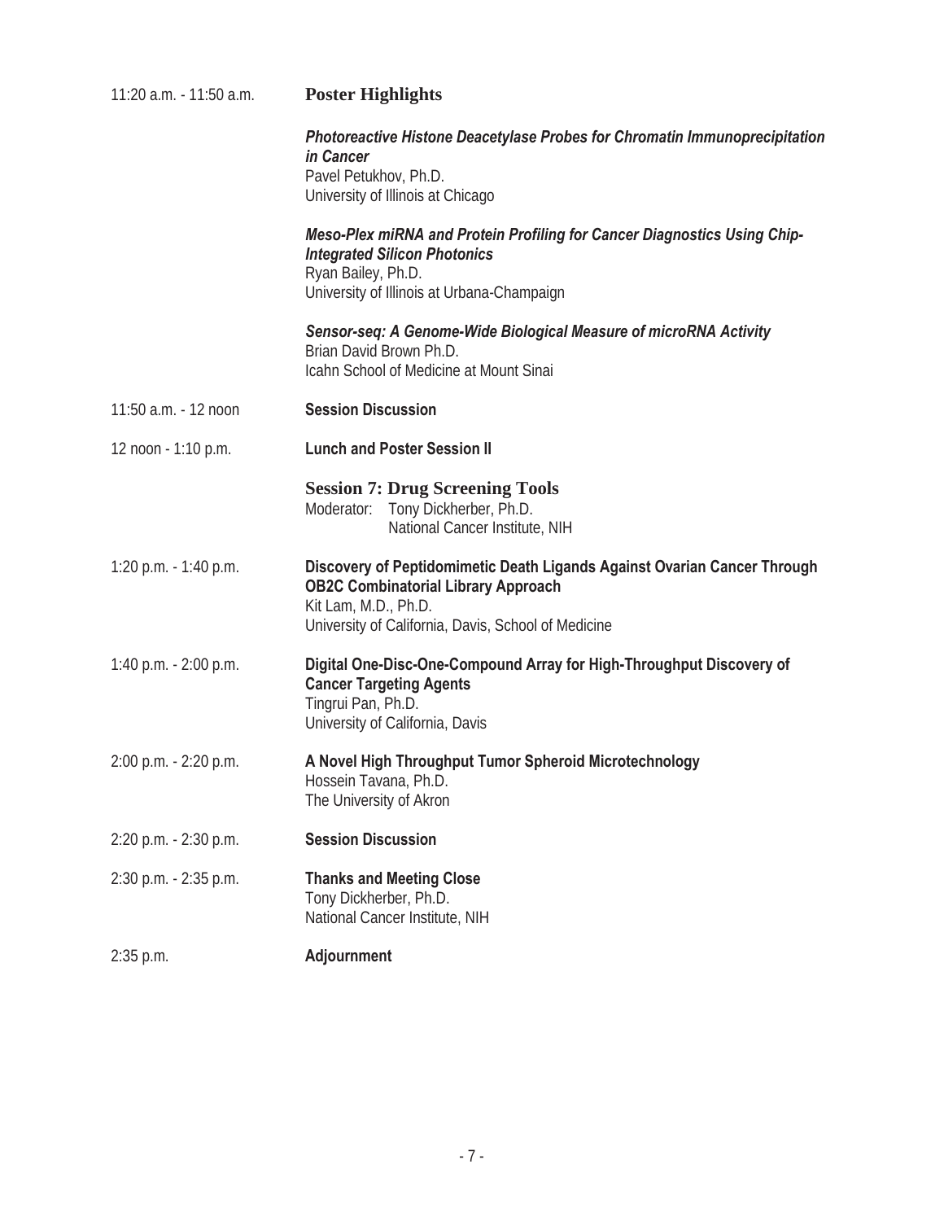11:20 a.m. - 11:50 a.m. **Poster Highlights**

***Photoreactive Histone Deacetylase Probes for Chromatin Immunoprecipitation in Cancer***
Pavel Petukhov, Ph.D.
University of Illinois at Chicago

***Meso-Plex miRNA and Protein Profiling for Cancer Diagnostics Using Chip-Integrated Silicon Photonics***
Ryan Bailey, Ph.D.
University of Illinois at Urbana-Champaign

***Sensor-seq: A Genome-Wide Biological Measure of microRNA Activity***
Brian David Brown Ph.D.
Icahn School of Medicine at Mount Sinai

11:50 a.m. - 12 noon **Session Discussion**

12 noon - 1:10 p.m. **Lunch and Poster Session II**

## Session 7: Drug Screening Tools

Moderator: Tony Dickherber, Ph.D.
National Cancer Institute, NIH

1:20 p.m. - 1:40 p.m. **Discovery of Peptidomimetic Death Ligands Against Ovarian Cancer Through OB2C Combinatorial Library Approach**
Kit Lam, M.D., Ph.D.
University of California, Davis, School of Medicine

1:40 p.m. - 2:00 p.m. **Digital One-Disc-One-Compound Array for High-Throughput Discovery of Cancer Targeting Agents**
Tingrui Pan, Ph.D.
University of California, Davis

2:00 p.m. - 2:20 p.m. **A Novel High Throughput Tumor Spheroid Microtechnology**
Hossein Tavana, Ph.D.
The University of Akron

2:20 p.m. - 2:30 p.m. **Session Discussion**

2:30 p.m. - 2:35 p.m. **Thanks and Meeting Close**
Tony Dickherber, Ph.D.
National Cancer Institute, NIH

2:35 p.m. **Adjournment**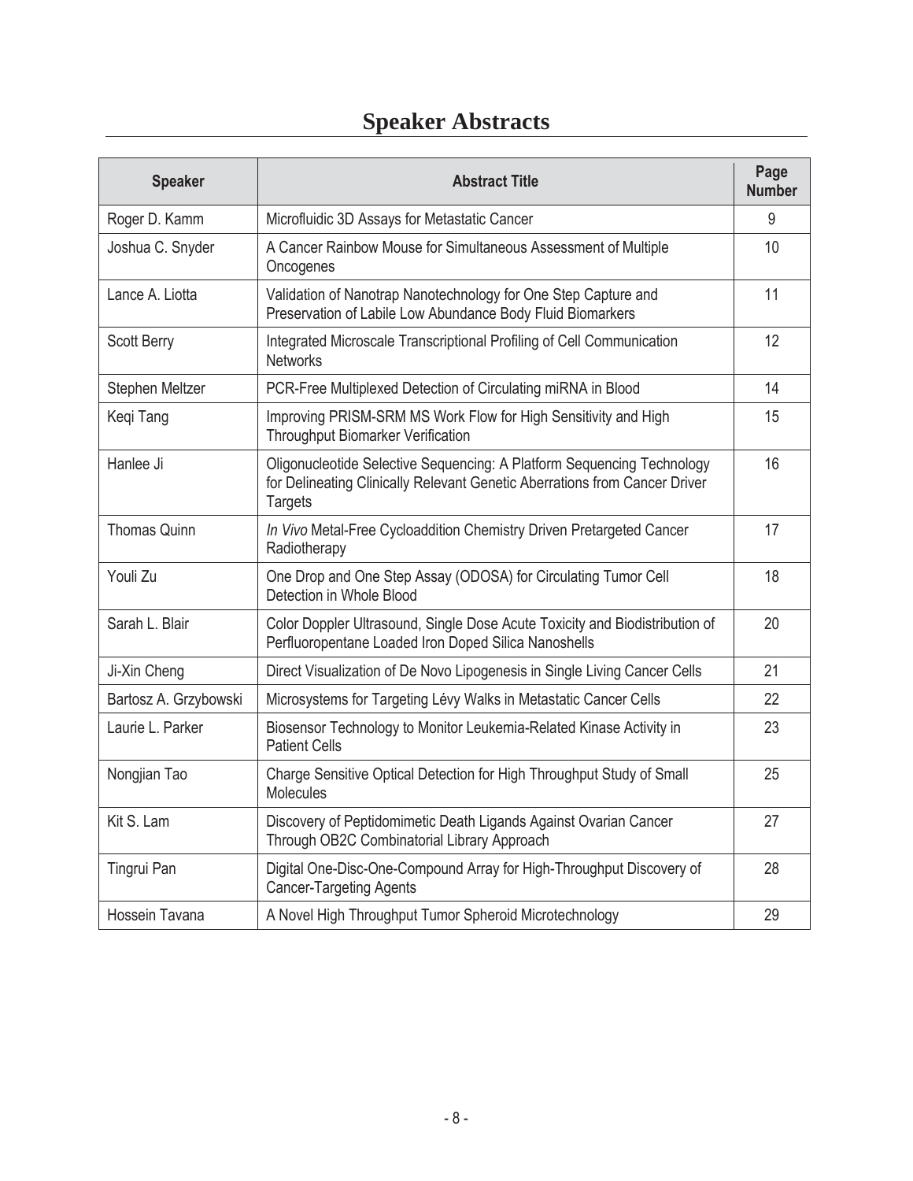# Speaker Abstracts

| Speaker | Abstract Title | Page Number |
|---|---|---|
| Roger D. Kamm | Microfluidic 3D Assays for Metastatic Cancer | 9 |
| Joshua C. Snyder | A Cancer Rainbow Mouse for Simultaneous Assessment of Multiple Oncogenes | 10 |
| Lance A. Liotta | Validation of Nanotrap Nanotechnology for One Step Capture and Preservation of Labile Low Abundance Body Fluid Biomarkers | 11 |
| Scott Berry | Integrated Microscale Transcriptional Profiling of Cell Communication Networks | 12 |
| Stephen Meltzer | PCR-Free Multiplexed Detection of Circulating miRNA in Blood | 14 |
| Keqi Tang | Improving PRISM-SRM MS Work Flow for High Sensitivity and High Throughput Biomarker Verification | 15 |
| Hanlee Ji | Oligonucleotide Selective Sequencing: A Platform Sequencing Technology for Delineating Clinically Relevant Genetic Aberrations from Cancer Driver Targets | 16 |
| Thomas Quinn | *In Vivo* Metal-Free Cycloaddition Chemistry Driven Pretargeted Cancer Radiotherapy | 17 |
| Youli Zu | One Drop and One Step Assay (ODOSA) for Circulating Tumor Cell Detection in Whole Blood | 18 |
| Sarah L. Blair | Color Doppler Ultrasound, Single Dose Acute Toxicity and Biodistribution of Perfluoropentane Loaded Iron Doped Silica Nanoshells | 20 |
| Ji-Xin Cheng | Direct Visualization of De Novo Lipogenesis in Single Living Cancer Cells | 21 |
| Bartosz A. Grzybowski | Microsystems for Targeting Lévy Walks in Metastatic Cancer Cells | 22 |
| Laurie L. Parker | Biosensor Technology to Monitor Leukemia-Related Kinase Activity in Patient Cells | 23 |
| Nongjian Tao | Charge Sensitive Optical Detection for High Throughput Study of Small Molecules | 25 |
| Kit S. Lam | Discovery of Peptidomimetic Death Ligands Against Ovarian Cancer Through OB2C Combinatorial Library Approach | 27 |
| Tingrui Pan | Digital One-Disc-One-Compound Array for High-Throughput Discovery of Cancer-Targeting Agents | 28 |
| Hossein Tavana | A Novel High Throughput Tumor Spheroid Microtechnology | 29 |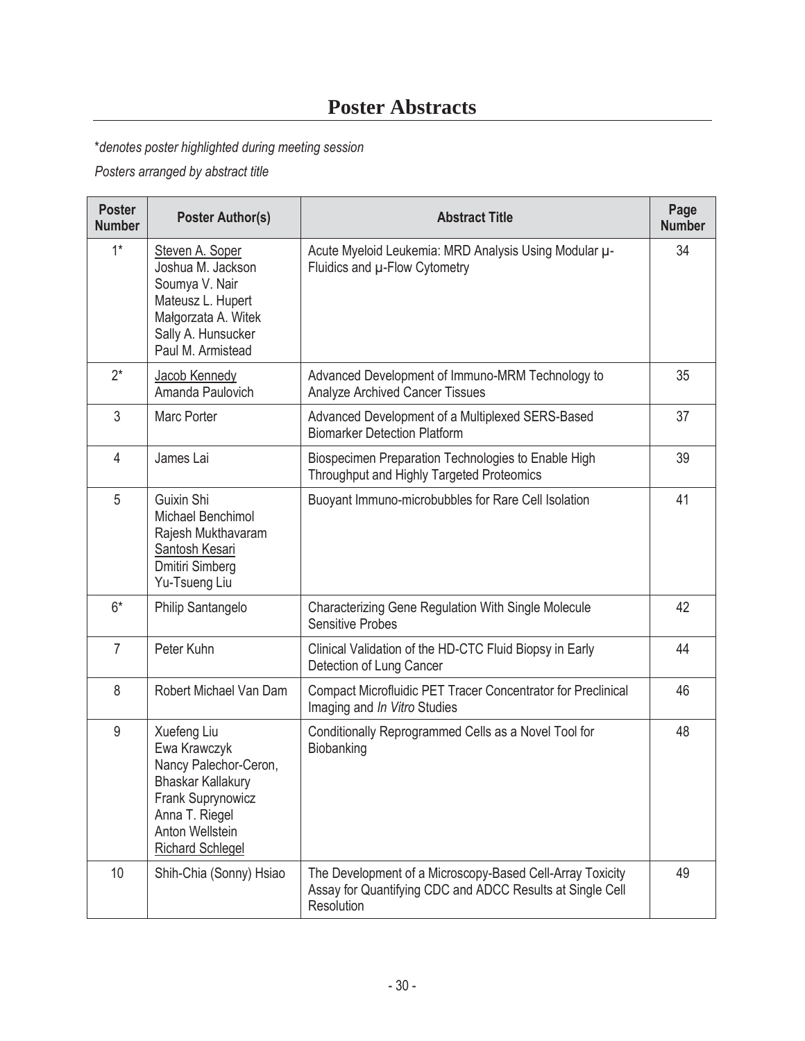# Poster Abstracts

*\*denotes poster highlighted during meeting session*

*Posters arranged by abstract title*

| Poster Number | Poster Author(s) | Abstract Title | Page Number |
|---|---|---|---|
| 1* | Steven A. Soper<br>Joshua M. Jackson<br>Soumya V. Nair<br>Mateusz L. Hupert<br>Małgorzata A. Witek<br>Sally A. Hunsucker<br>Paul M. Armistead | Acute Myeloid Leukemia: MRD Analysis Using Modular μ-Fluidics and μ-Flow Cytometry | 34 |
| 2* | Jacob Kennedy<br>Amanda Paulovich | Advanced Development of Immuno-MRM Technology to Analyze Archived Cancer Tissues | 35 |
| 3 | Marc Porter | Advanced Development of a Multiplexed SERS-Based Biomarker Detection Platform | 37 |
| 4 | James Lai | Biospecimen Preparation Technologies to Enable High Throughput and Highly Targeted Proteomics | 39 |
| 5 | Guixin Shi<br>Michael Benchimol<br>Rajesh Mukthavaram<br>Santosh Kesari<br>Dmitiri Simberg<br>Yu-Tsueng Liu | Buoyant Immuno-microbubbles for Rare Cell Isolation | 41 |
| 6* | Philip Santangelo | Characterizing Gene Regulation With Single Molecule Sensitive Probes | 42 |
| 7 | Peter Kuhn | Clinical Validation of the HD-CTC Fluid Biopsy in Early Detection of Lung Cancer | 44 |
| 8 | Robert Michael Van Dam | Compact Microfluidic PET Tracer Concentrator for Preclinical Imaging and *In Vitro* Studies | 46 |
| 9 | Xuefeng Liu<br>Ewa Krawczyk<br>Nancy Palechor-Ceron,<br>Bhaskar Kallakury<br>Frank Suprynowicz<br>Anna T. Riegel<br>Anton Wellstein<br>Richard Schlegel | Conditionally Reprogrammed Cells as a Novel Tool for Biobanking | 48 |
| 10 | Shih-Chia (Sonny) Hsiao | The Development of a Microscopy-Based Cell-Array Toxicity Assay for Quantifying CDC and ADCC Results at Single Cell Resolution | 49 |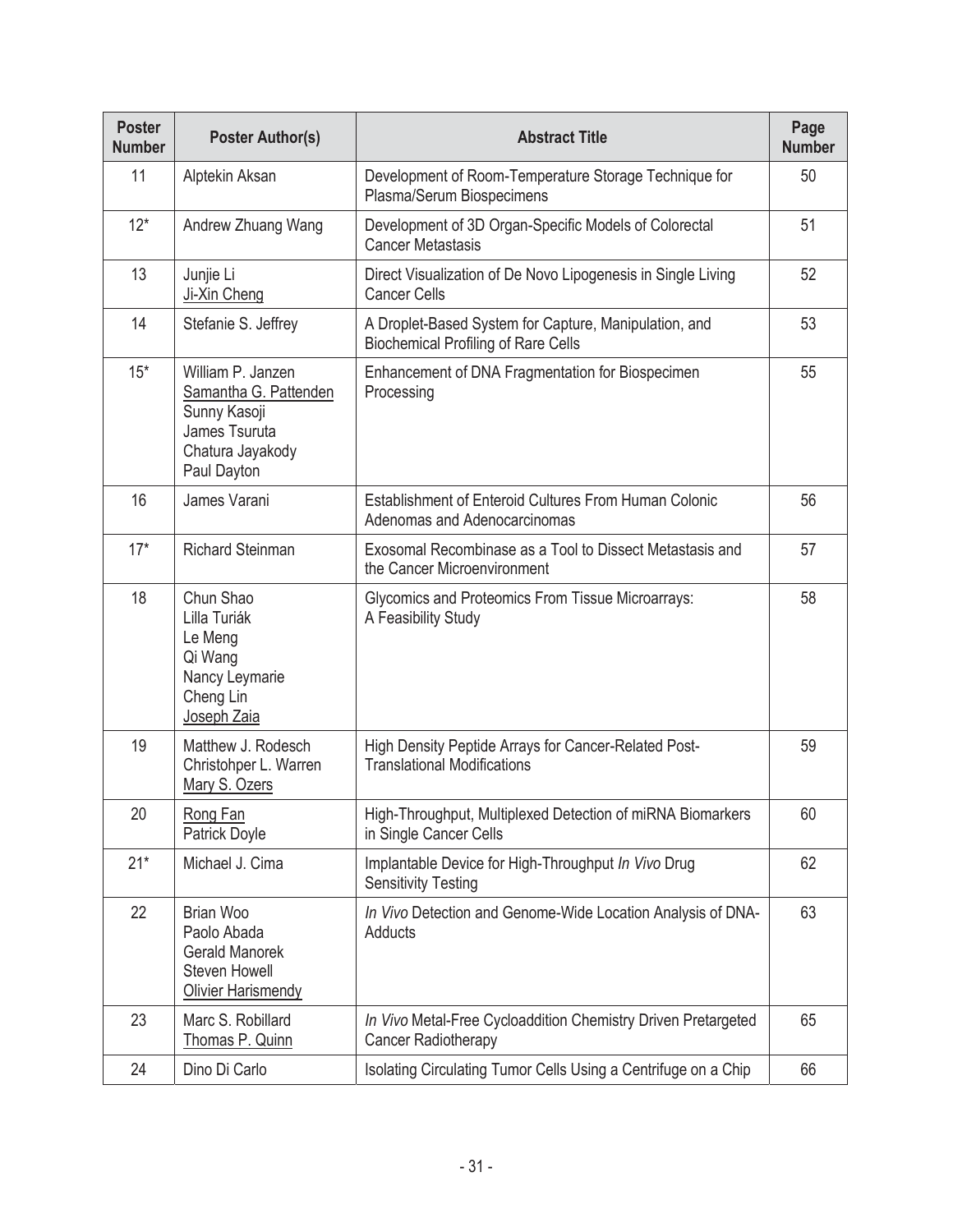| Poster Number | Poster Author(s) | Abstract Title | Page Number |
|---|---|---|---|
| 11 | Alptekin Aksan | Development of Room-Temperature Storage Technique for Plasma/Serum Biospecimens | 50 |
| 12* | Andrew Zhuang Wang | Development of 3D Organ-Specific Models of Colorectal Cancer Metastasis | 51 |
| 13 | Junjie Li<br>Ji-Xin Cheng | Direct Visualization of De Novo Lipogenesis in Single Living Cancer Cells | 52 |
| 14 | Stefanie S. Jeffrey | A Droplet-Based System for Capture, Manipulation, and Biochemical Profiling of Rare Cells | 53 |
| 15* | William P. Janzen<br>Samantha G. Pattenden<br>Sunny Kasoji<br>James Tsuruta<br>Chatura Jayakody<br>Paul Dayton | Enhancement of DNA Fragmentation for Biospecimen Processing | 55 |
| 16 | James Varani | Establishment of Enteroid Cultures From Human Colonic Adenomas and Adenocarcinomas | 56 |
| 17* | Richard Steinman | Exosomal Recombinase as a Tool to Dissect Metastasis and the Cancer Microenvironment | 57 |
| 18 | Chun Shao<br>Lilla Turiák<br>Le Meng<br>Qi Wang<br>Nancy Leymarie<br>Cheng Lin<br>Joseph Zaia | Glycomics and Proteomics From Tissue Microarrays: A Feasibility Study | 58 |
| 19 | Matthew J. Rodesch<br>Christohper L. Warren<br>Mary S. Ozers | High Density Peptide Arrays for Cancer-Related Post-Translational Modifications | 59 |
| 20 | Rong Fan<br>Patrick Doyle | High-Throughput, Multiplexed Detection of miRNA Biomarkers in Single Cancer Cells | 60 |
| 21* | Michael J. Cima | Implantable Device for High-Throughput *In Vivo* Drug Sensitivity Testing | 62 |
| 22 | Brian Woo<br>Paolo Abada<br>Gerald Manorek<br>Steven Howell<br>Olivier Harismendy | *In Vivo* Detection and Genome-Wide Location Analysis of DNA-Adducts | 63 |
| 23 | Marc S. Robillard<br>Thomas P. Quinn | *In Vivo* Metal-Free Cycloaddition Chemistry Driven Pretargeted Cancer Radiotherapy | 65 |
| 24 | Dino Di Carlo | Isolating Circulating Tumor Cells Using a Centrifuge on a Chip | 66 |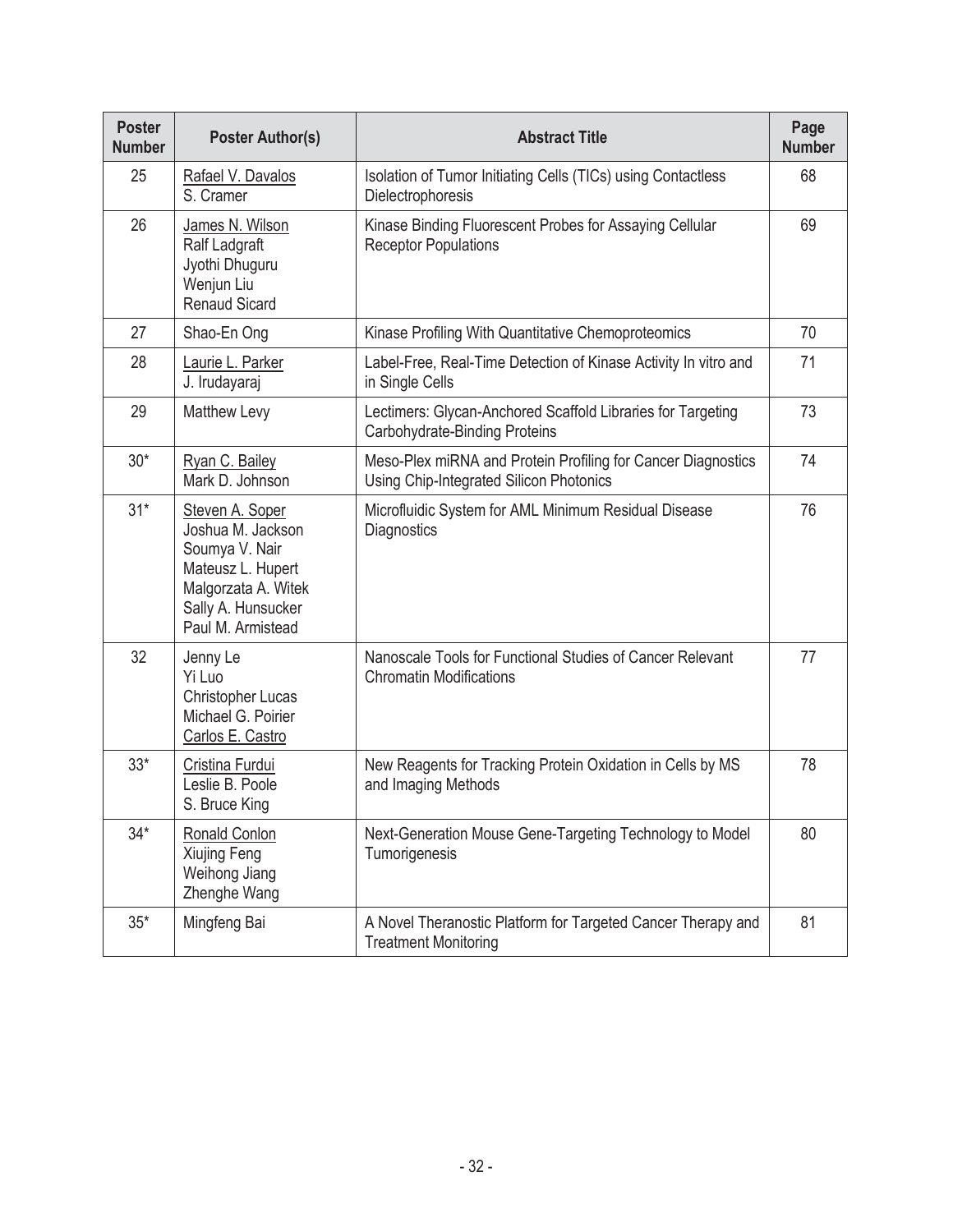| Poster Number | Poster Author(s) | Abstract Title | Page Number |
|---|---|---|---|
| 25 | Rafael V. Davalos<br>S. Cramer | Isolation of Tumor Initiating Cells (TICs) using Contactless Dielectrophoresis | 68 |
| 26 | James N. Wilson<br>Ralf Ladgraft<br>Jyothi Dhuguru<br>Wenjun Liu<br>Renaud Sicard | Kinase Binding Fluorescent Probes for Assaying Cellular Receptor Populations | 69 |
| 27 | Shao-En Ong | Kinase Profiling With Quantitative Chemoproteomics | 70 |
| 28 | Laurie L. Parker<br>J. Irudayaraj | Label-Free, Real-Time Detection of Kinase Activity In vitro and in Single Cells | 71 |
| 29 | Matthew Levy | Lectimers: Glycan-Anchored Scaffold Libraries for Targeting Carbohydrate-Binding Proteins | 73 |
| 30* | Ryan C. Bailey<br>Mark D. Johnson | Meso-Plex miRNA and Protein Profiling for Cancer Diagnostics Using Chip-Integrated Silicon Photonics | 74 |
| 31* | Steven A. Soper<br>Joshua M. Jackson<br>Soumya V. Nair<br>Mateusz L. Hupert<br>Malgorzata A. Witek<br>Sally A. Hunsucker<br>Paul M. Armistead | Microfluidic System for AML Minimum Residual Disease Diagnostics | 76 |
| 32 | Jenny Le<br>Yi Luo<br>Christopher Lucas<br>Michael G. Poirier<br>Carlos E. Castro | Nanoscale Tools for Functional Studies of Cancer Relevant Chromatin Modifications | 77 |
| 33* | Cristina Furdui<br>Leslie B. Poole<br>S. Bruce King | New Reagents for Tracking Protein Oxidation in Cells by MS and Imaging Methods | 78 |
| 34* | Ronald Conlon<br>Xiujing Feng<br>Weihong Jiang<br>Zhenghe Wang | Next-Generation Mouse Gene-Targeting Technology to Model Tumorigenesis | 80 |
| 35* | Mingfeng Bai | A Novel Theranostic Platform for Targeted Cancer Therapy and Treatment Monitoring | 81 |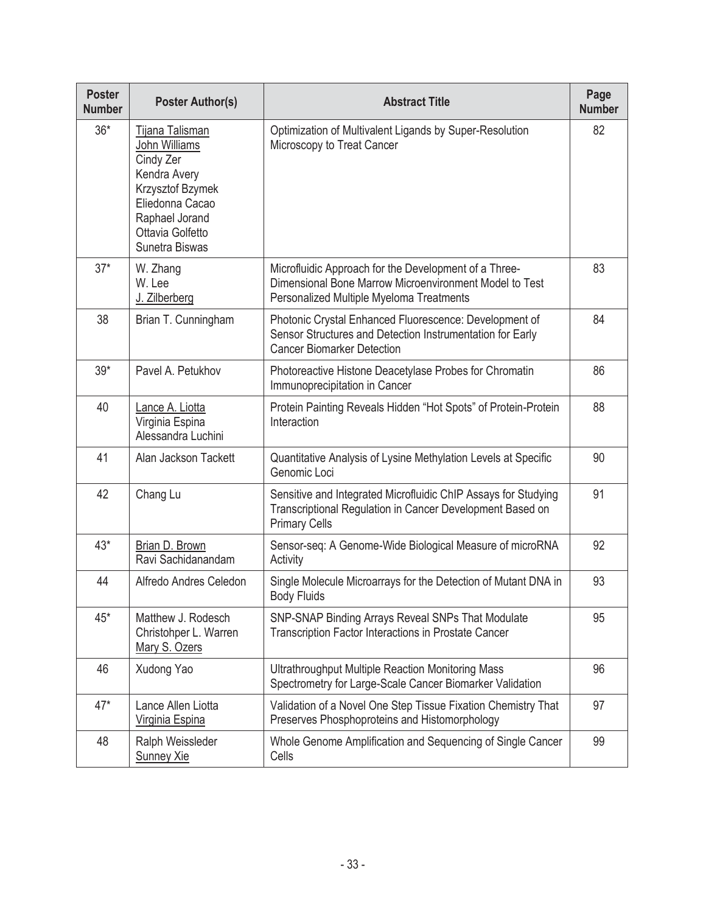| Poster Number | Poster Author(s) | Abstract Title | Page Number |
|---|---|---|---|
| 36* | Tijana Talisman<br>John Williams<br>Cindy Zer<br>Kendra Avery<br>Krzysztof Bzymek<br>Eliedonna Cacao<br>Raphael Jorand<br>Ottavia Golfetto<br>Sunetra Biswas | Optimization of Multivalent Ligands by Super-Resolution Microscopy to Treat Cancer | 82 |
| 37* | W. Zhang<br>W. Lee<br>J. Zilberberg | Microfluidic Approach for the Development of a Three-Dimensional Bone Marrow Microenvironment Model to Test Personalized Multiple Myeloma Treatments | 83 |
| 38 | Brian T. Cunningham | Photonic Crystal Enhanced Fluorescence: Development of Sensor Structures and Detection Instrumentation for Early Cancer Biomarker Detection | 84 |
| 39* | Pavel A. Petukhov | Photoreactive Histone Deacetylase Probes for Chromatin Immunoprecipitation in Cancer | 86 |
| 40 | Lance A. Liotta<br>Virginia Espina<br>Alessandra Luchini | Protein Painting Reveals Hidden "Hot Spots" of Protein-Protein Interaction | 88 |
| 41 | Alan Jackson Tackett | Quantitative Analysis of Lysine Methylation Levels at Specific Genomic Loci | 90 |
| 42 | Chang Lu | Sensitive and Integrated Microfluidic ChIP Assays for Studying Transcriptional Regulation in Cancer Development Based on Primary Cells | 91 |
| 43* | Brian D. Brown<br>Ravi Sachidanandam | Sensor-seq: A Genome-Wide Biological Measure of microRNA Activity | 92 |
| 44 | Alfredo Andres Celedon | Single Molecule Microarrays for the Detection of Mutant DNA in Body Fluids | 93 |
| 45* | Matthew J. Rodesch<br>Christohper L. Warren<br>Mary S. Ozers | SNP-SNAP Binding Arrays Reveal SNPs That Modulate Transcription Factor Interactions in Prostate Cancer | 95 |
| 46 | Xudong Yao | Ultrathroughput Multiple Reaction Monitoring Mass Spectrometry for Large-Scale Cancer Biomarker Validation | 96 |
| 47* | Lance Allen Liotta<br>Virginia Espina | Validation of a Novel One Step Tissue Fixation Chemistry That Preserves Phosphoproteins and Histomorphology | 97 |
| 48 | Ralph Weissleder<br>Sunney Xie | Whole Genome Amplification and Sequencing of Single Cancer Cells | 99 |